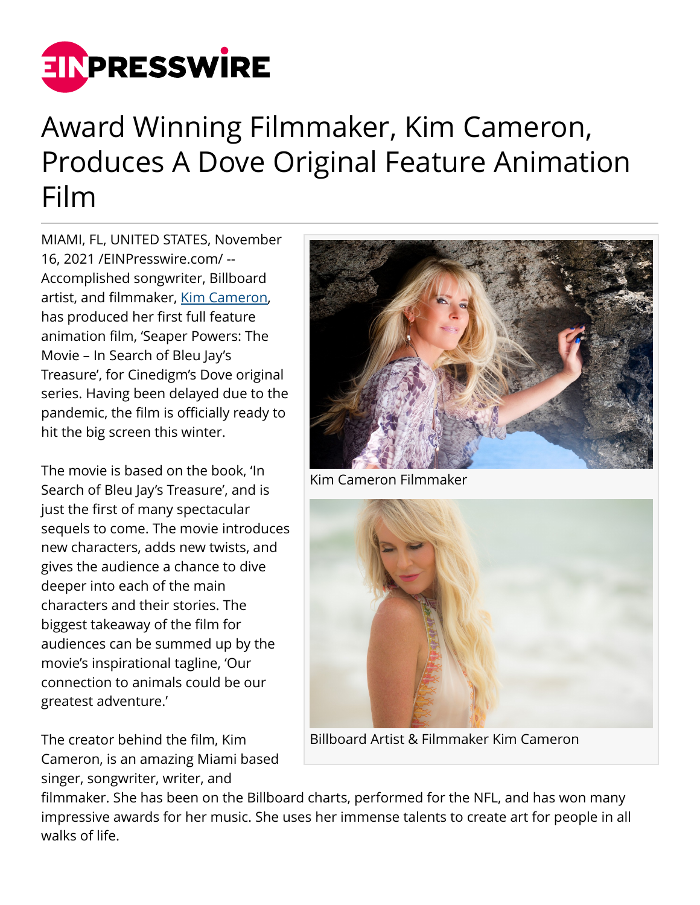# Award Winning Filmmaker, Kim Cameron, Produces A Dove Original Feature Animation Film

MIAMI, FL, UNITED STATES, November 16, 2021 /EINPresswire.com/ -- Accomplished songwriter, Billboard artist, and filmmaker, Kim Cameron, has produced her first full feature animation film, 'Seaper Powers: The Movie – In Search of Bleu Jay's Treasure', for Cinedigm's Dove original series. Having been delayed due to the pandemic, the film is officially ready to hit the big screen this winter.

Kim Cameron Filmmaker

Billboard Artist & Filmmaker Kim Cameron

The movie is based on the book, 'In Search of Bleu Jay's Treasure', and is just the first of many spectacular sequels to come. The movie introduces new characters, adds new twists, and gives the audience a chance to dive deeper into each of the main characters and their stories. The biggest takeaway of the film for audiences can be summed up by the movie's inspirational tagline, 'Our connection to animals could be our greatest adventure.'

The creator behind the film, Kim Cameron, is an amazing Miami based singer, songwriter, writer, and filmmaker. She has been on the Billboard charts, performed for the NFL, and has won many impressive awards for her music. She uses her immense talents to create art for people in all walks of life.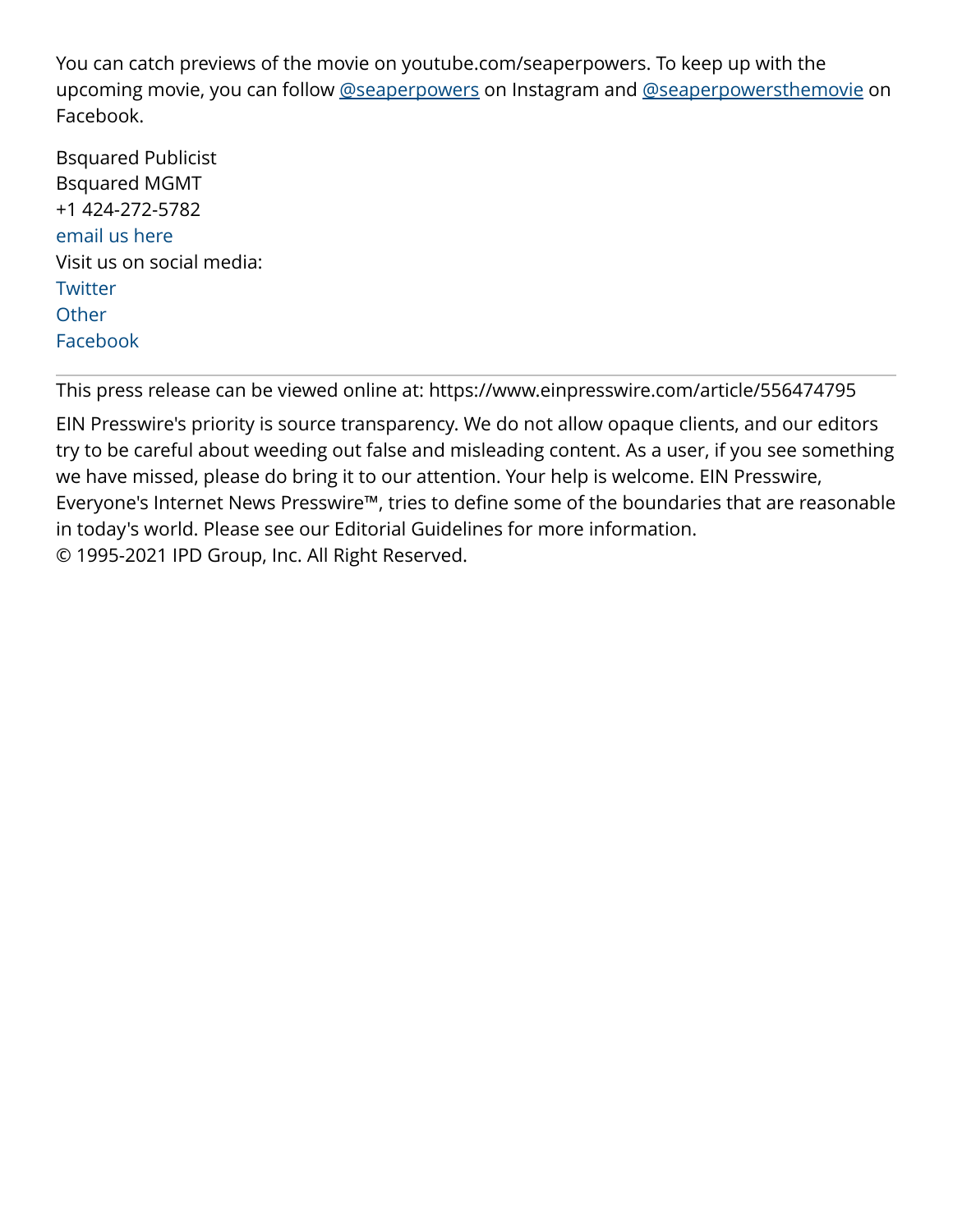You can catch previews of the movie on youtube.com/seaperpowers. To keep up with the upcoming movie, you can follow @seaperpowers on Instagram and @seaperpowersthemovie on Facebook.

Bsquared Publicist
Bsquared MGMT
+1 424-272-5782
email us here
Visit us on social media:
Twitter
Other
Facebook

---

This press release can be viewed online at: https://www.einpresswire.com/article/556474795

EIN Presswire's priority is source transparency. We do not allow opaque clients, and our editors try to be careful about weeding out false and misleading content. As a user, if you see something we have missed, please do bring it to our attention. Your help is welcome. EIN Presswire, Everyone's Internet News Presswire™, tries to define some of the boundaries that are reasonable in today's world. Please see our Editorial Guidelines for more information.
© 1995-2021 IPD Group, Inc. All Right Reserved.